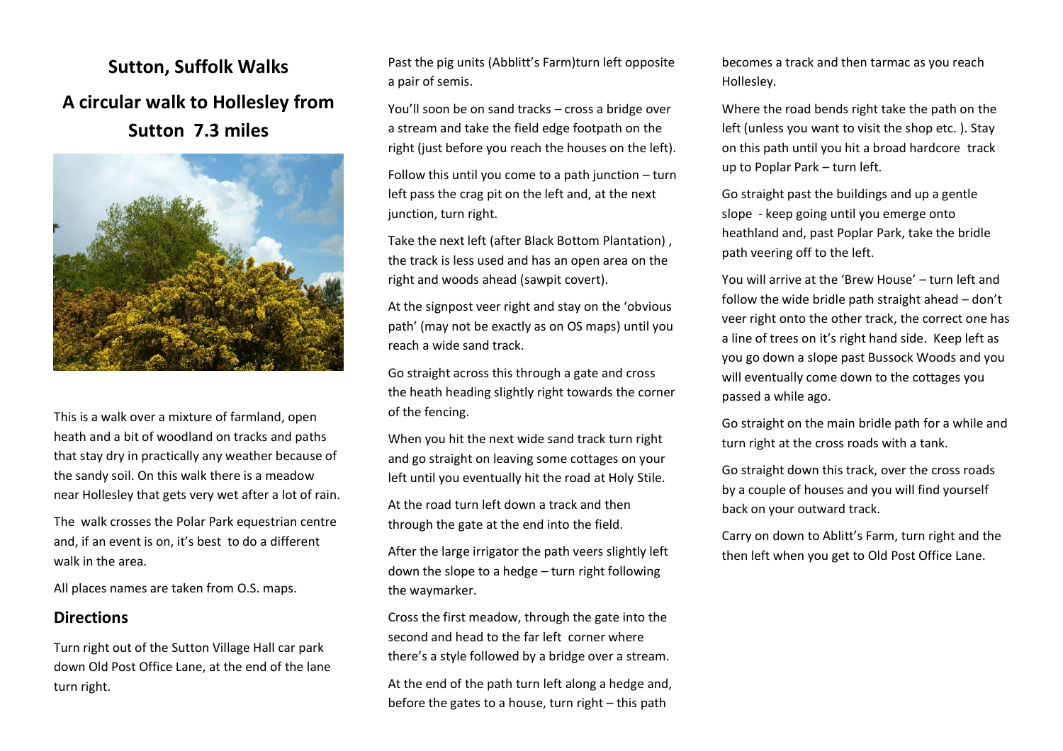# Sutton, Suffolk Walks

## A circular walk to Hollesley from Sutton 7.3 miles

This is a walk over a mixture of farmland, open heath and a bit of woodland on tracks and paths that stay dry in practically any weather because of the sandy soil. On this walk there is a meadow near Hollesley that gets very wet after a lot of rain.

The walk crosses the Polar Park equestrian centre and, if an event is on, it's best to do a different walk in the area.

All places names are taken from O.S. maps.

## Directions

Turn right out of the Sutton Village Hall car park down Old Post Office Lane, at the end of the lane turn right.

Past the pig units (Abblitt's Farm)turn left opposite a pair of semis.

You'll soon be on sand tracks – cross a bridge over a stream and take the field edge footpath on the right (just before you reach the houses on the left).

Follow this until you come to a path junction – turn left pass the crag pit on the left and, at the next junction, turn right.

Take the next left (after Black Bottom Plantation) , the track is less used and has an open area on the right and woods ahead (sawpit covert).

At the signpost veer right and stay on the 'obvious path' (may not be exactly as on OS maps) until you reach a wide sand track.

Go straight across this through a gate and cross the heath heading slightly right towards the corner of the fencing.

When you hit the next wide sand track turn right and go straight on leaving some cottages on your left until you eventually hit the road at Holy Stile.

At the road turn left down a track and then through the gate at the end into the field.

After the large irrigator the path veers slightly left down the slope to a hedge – turn right following the waymarker.

Cross the first meadow, through the gate into the second and head to the far left corner where there's a style followed by a bridge over a stream.

At the end of the path turn left along a hedge and, before the gates to a house, turn right – this path becomes a track and then tarmac as you reach Hollesley.

Where the road bends right take the path on the left (unless you want to visit the shop etc. ). Stay on this path until you hit a broad hardcore track up to Poplar Park – turn left.

Go straight past the buildings and up a gentle slope - keep going until you emerge onto heathland and, past Poplar Park, take the bridle path veering off to the left.

You will arrive at the 'Brew House' – turn left and follow the wide bridle path straight ahead – don't veer right onto the other track, the correct one has a line of trees on it's right hand side. Keep left as you go down a slope past Bussock Woods and you will eventually come down to the cottages you passed a while ago.

Go straight on the main bridle path for a while and turn right at the cross roads with a tank.

Go straight down this track, over the cross roads by a couple of houses and you will find yourself back on your outward track.

Carry on down to Ablitt's Farm, turn right and the then left when you get to Old Post Office Lane.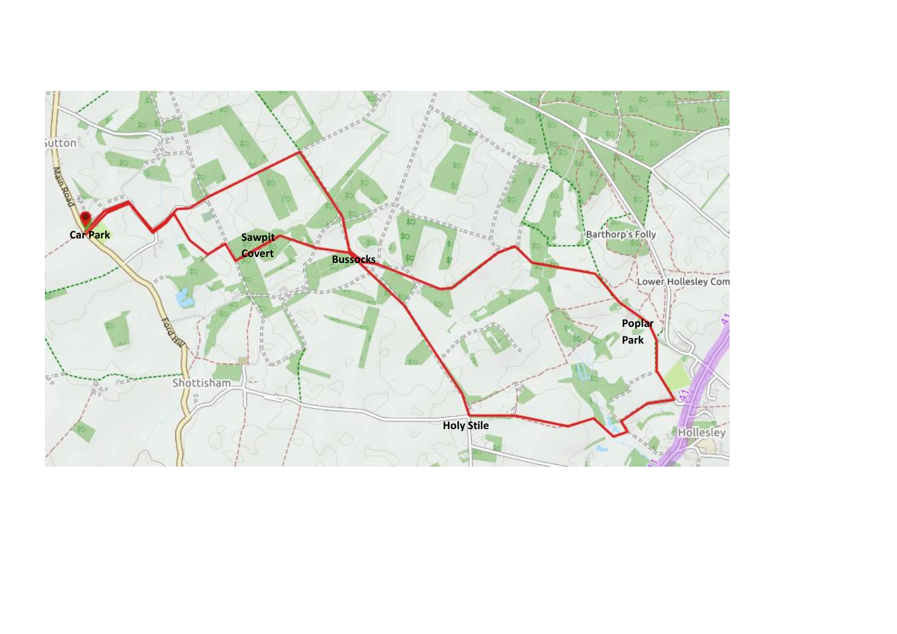Sutton

Main Road

Car Park

Sawpit Covert

Bussocks

Barthorp's Folly

Lower Hollesley Com

Poplar Park

Ford Hill

Shottisham

Holy Stile

Hollesley